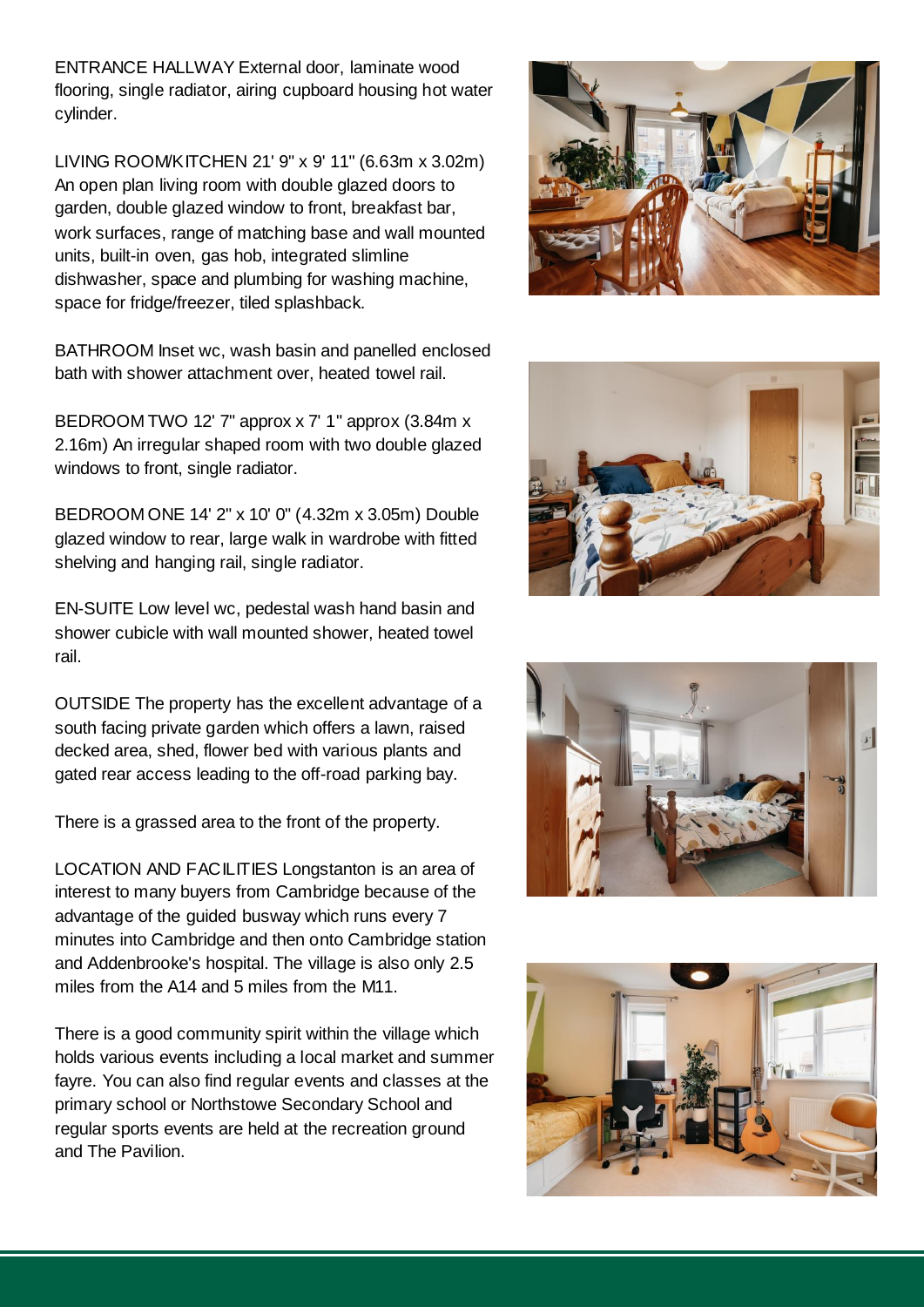**ENTRANCE HALLWAY** External door, laminate wood flooring, single radiator, airing cupboard housing hot water cylinder.

**LIVING ROOM/KITCHEN** 21' 9" x 9' 11" (6.63m x 3.02m) An open plan living room with double glazed doors to garden, double glazed window to front, breakfast bar, work surfaces, range of matching base and wall mounted units, built-in oven, gas hob, integrated slimline dishwasher, space and plumbing for washing machine, space for fridge/freezer, tiled splashback.

**BATHROOM** Inset wc, wash basin and panelled enclosed bath with shower attachment over, heated towel rail.

**BEDROOM TWO** 12' 7" approx x 7' 1" approx (3.84m x 2.16m) An irregular shaped room with two double glazed windows to front, single radiator.

**BEDROOM ONE** 14' 2" x 10' 0" (4.32m x 3.05m) Double glazed window to rear, large walk in wardrobe with fitted shelving and hanging rail, single radiator.

**EN-SUITE** Low level wc, pedestal wash hand basin and shower cubicle with wall mounted shower, heated towel rail.

**OUTSIDE** The property has the excellent advantage of a south facing private garden which offers a lawn, raised decked area, shed, flower bed with various plants and gated rear access leading to the off-road parking bay.

There is a grassed area to the front of the property.

**LOCATION AND FACILITIES** Longstanton is an area of interest to many buyers from Cambridge because of the advantage of the guided busway which runs every 7 minutes into Cambridge and then onto Cambridge station and Addenbrooke's hospital. The village is also only 2.5 miles from the A14 and 5 miles from the M11.

There is a good community spirit within the village which holds various events including a local market and summer fayre. You can also find regular events and classes at the primary school or Northstowe Secondary School and regular sports events are held at the recreation ground and The Pavilion.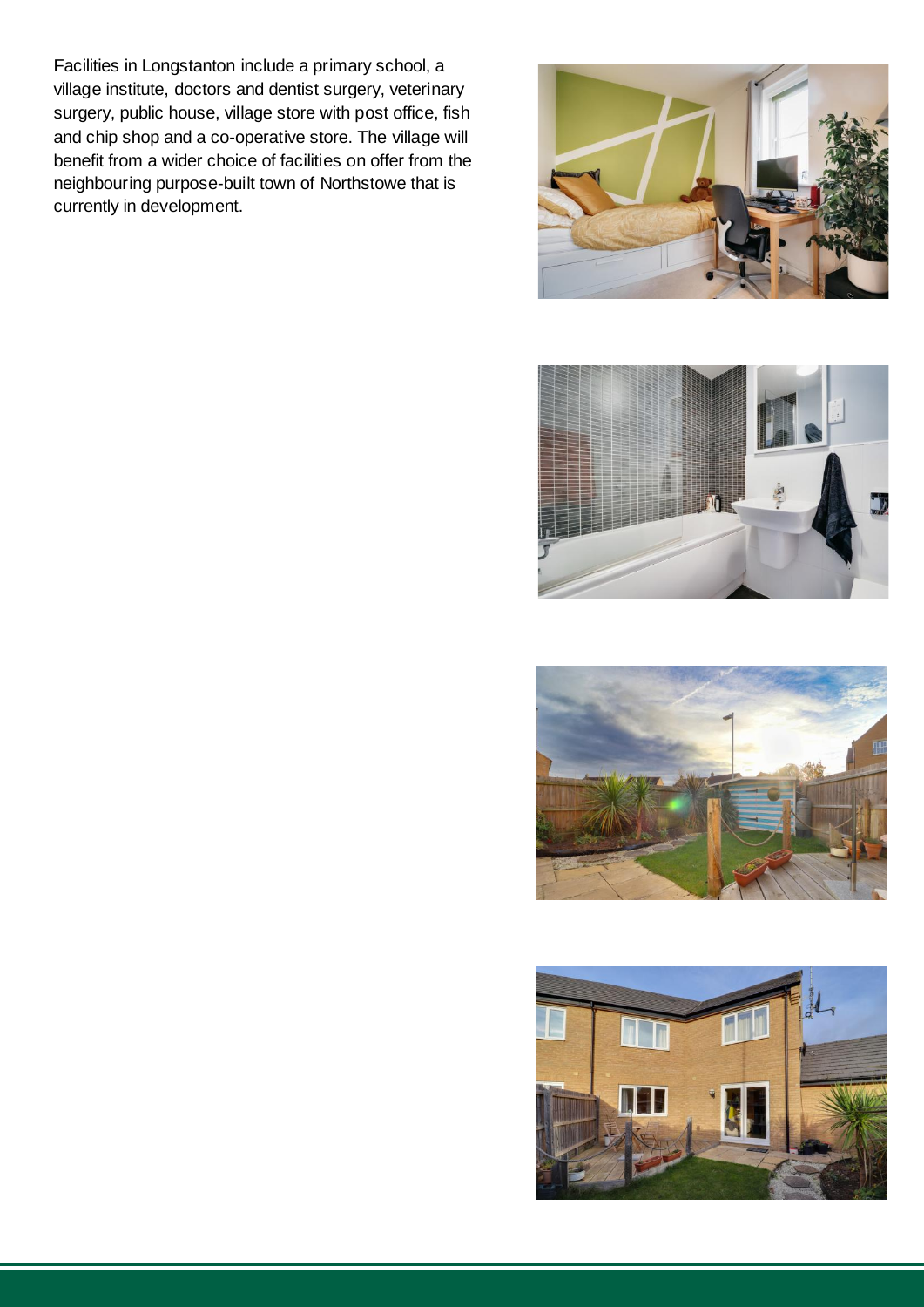Facilities in Longstanton include a primary school, a village institute, doctors and dentist surgery, veterinary surgery, public house, village store with post office, fish and chip shop and a co-operative store. The village will benefit from a wider choice of facilities on offer from the neighbouring purpose-built town of Northstowe that is currently in development.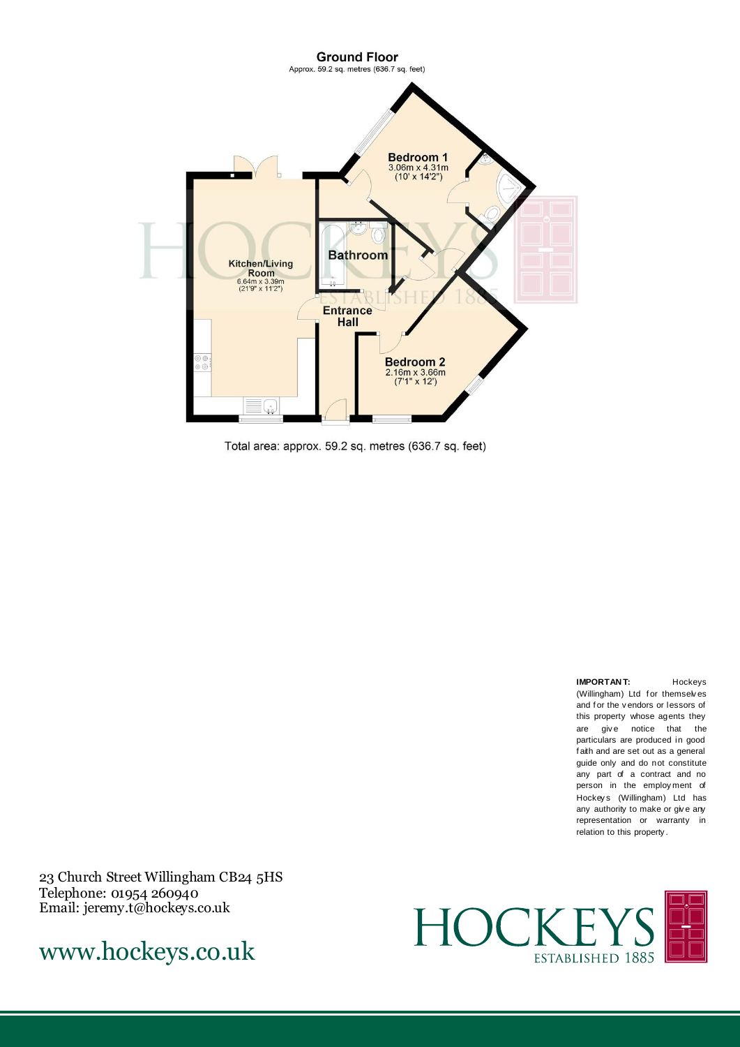## Ground Floor

Approx. 59.2 sq. metres (636.7 sq. feet)

**Bedroom 1**
3.06m x 4.31m
(10' x 14'2")

**Kitchen/Living Room**
6.64m x 3.39m
(21'9" x 11'2")

**Bathroom**

**Entrance Hall**

**Bedroom 2**
2.16m x 3.66m
(7'1" x 12')

Total area: approx. 59.2 sq. metres (636.7 sq. feet)

**IMPORTANT:** Hockeys (Willingham) Ltd for themselves and for the vendors or lessors of this property whose agents they are give notice that the particulars are produced in good faith and are set out as a general guide only and do not constitute any part of a contract and no person in the employment of Hockeys (Willingham) Ltd has any authority to make or give any representation or warranty in relation to this property.

23 Church Street Willingham CB24 5HS
Telephone: 01954 260940
Email: jeremy.t@hockeys.co.uk

www.hockeys.co.uk

HOCKEYS
ESTABLISHED 1885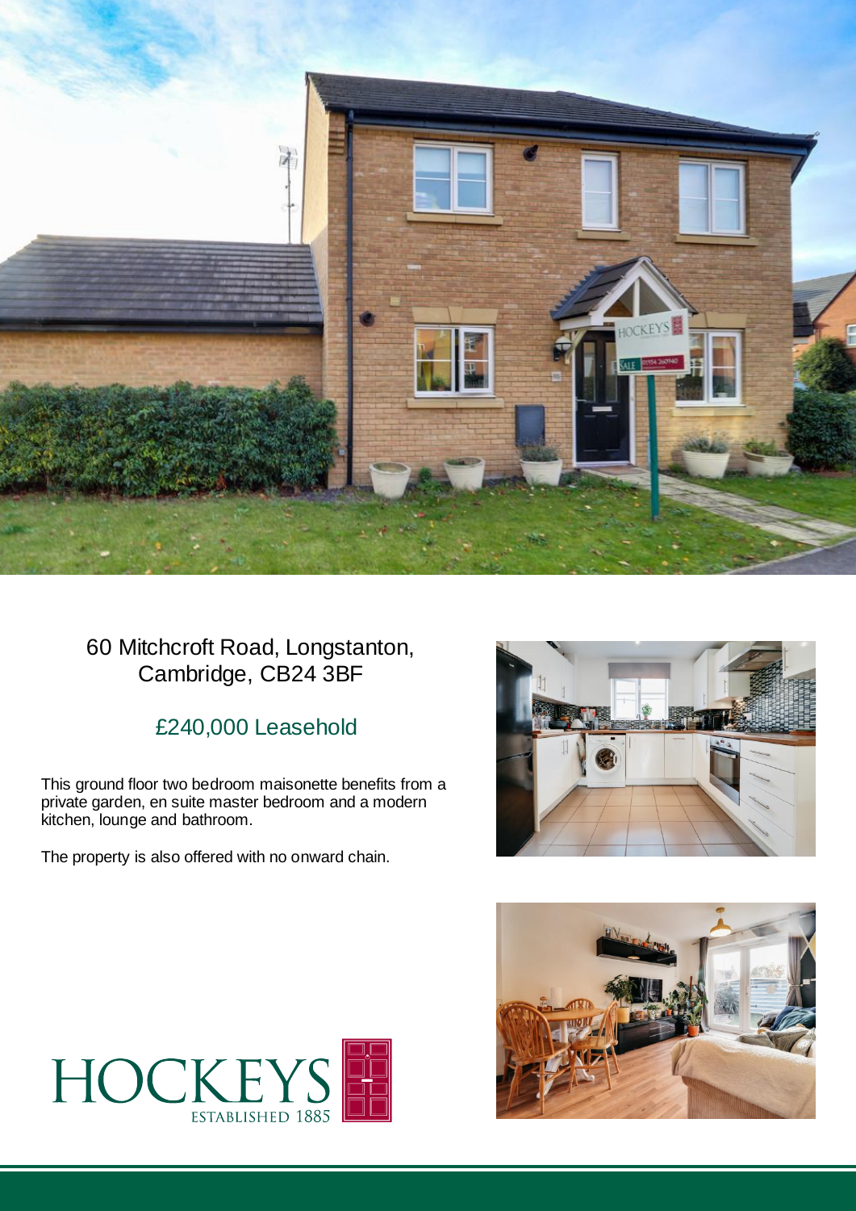60 Mitchcroft Road, Longstanton, Cambridge, CB24 3BF

£240,000 Leasehold

This ground floor two bedroom maisonette benefits from a private garden, en suite master bedroom and a modern kitchen, lounge and bathroom.

The property is also offered with no onward chain.

HOCKEYS
ESTABLISHED 1885